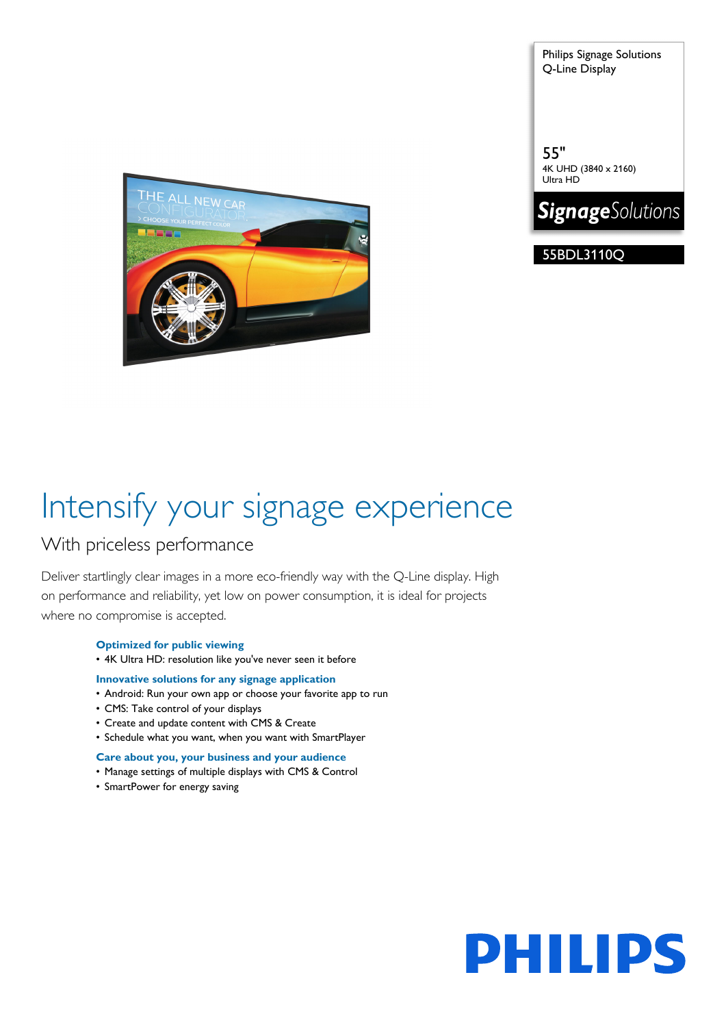Philips Signage Solutions
Q-Line Display

55"
4K UHD (3840 x 2160)
Ultra HD

**Signage**Solutions

55BDL3110Q

# Intensify your signage experience

## With priceless performance

Deliver startlingly clear images in a more eco-friendly way with the Q-Line display. High on performance and reliability, yet low on power consumption, it is ideal for projects where no compromise is accepted.

**Optimized for public viewing**

- 4K Ultra HD: resolution like you've never seen it before

**Innovative solutions for any signage application**

- Android: Run your own app or choose your favorite app to run
- CMS: Take control of your displays
- Create and update content with CMS & Create
- Schedule what you want, when you want with SmartPlayer

**Care about you, your business and your audience**

- Manage settings of multiple displays with CMS & Control
- SmartPower for energy saving

PHILIPS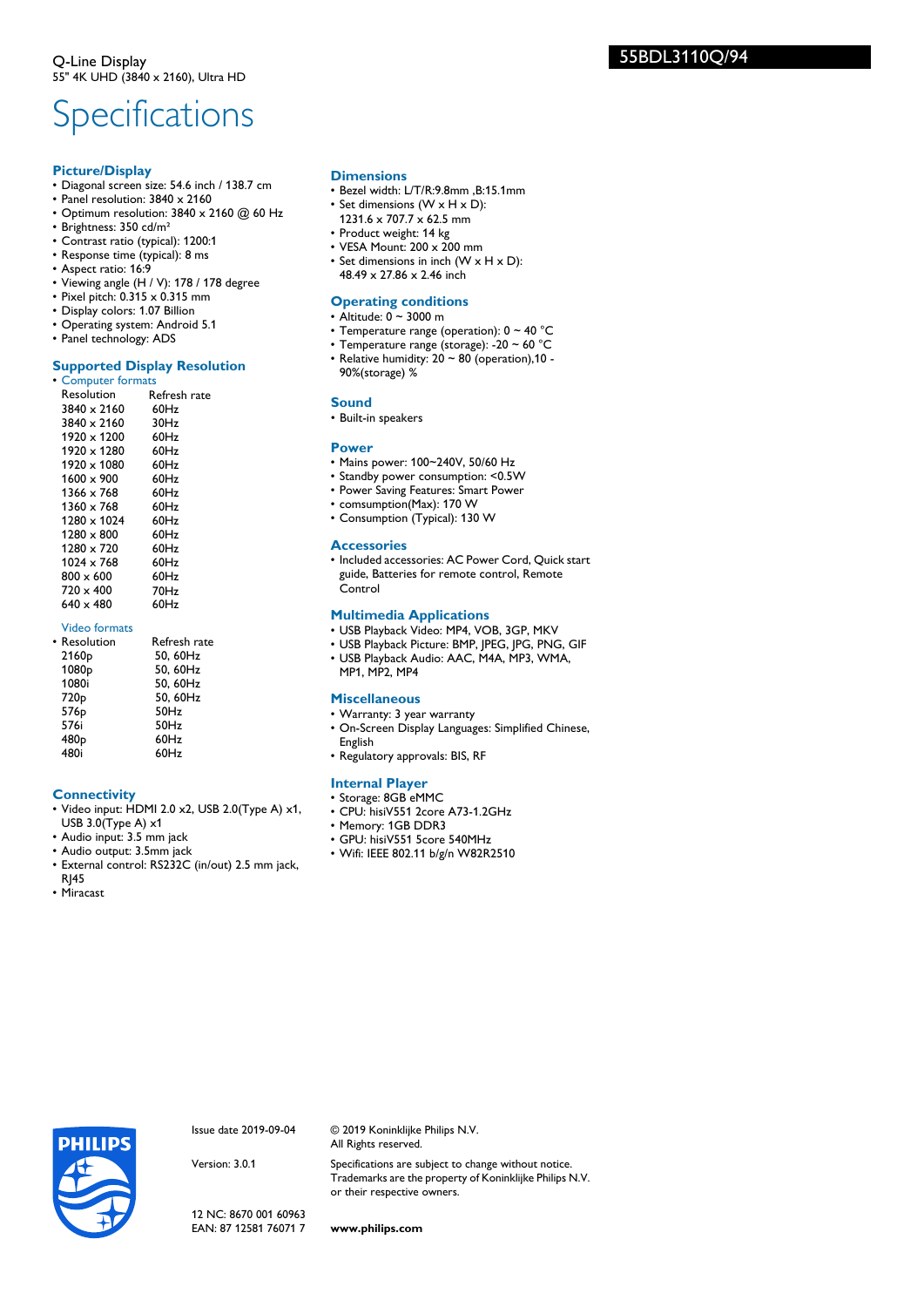Q-Line Display
55" 4K UHD (3840 x 2160), Ultra HD

55BDL3110Q/94

# Specifications

## Picture/Display

- Diagonal screen size: 54.6 inch / 138.7 cm
- Panel resolution: 3840 x 2160
- Optimum resolution: 3840 x 2160 @ 60 Hz
- Brightness: 350 cd/m²
- Contrast ratio (typical): 1200:1
- Response time (typical): 8 ms
- Aspect ratio: 16:9
- Viewing angle (H / V): 178 / 178 degree
- Pixel pitch: 0.315 x 0.315 mm
- Display colors: 1.07 Billion
- Operating system: Android 5.1
- Panel technology: ADS

## Supported Display Resolution

- Computer formats

| Resolution | Refresh rate |
|---|---|
| 3840 x 2160 | 60Hz |
| 3840 x 2160 | 30Hz |
| 1920 x 1200 | 60Hz |
| 1920 x 1280 | 60Hz |
| 1920 x 1080 | 60Hz |
| 1600 x 900 | 60Hz |
| 1366 x 768 | 60Hz |
| 1360 x 768 | 60Hz |
| 1280 x 1024 | 60Hz |
| 1280 x 800 | 60Hz |
| 1280 x 720 | 60Hz |
| 1024 x 768 | 60Hz |
| 800 x 600 | 60Hz |
| 720 x 400 | 70Hz |
| 640 x 480 | 60Hz |

Video formats

| Resolution | Refresh rate |
|---|---|
| 2160p | 50, 60Hz |
| 1080p | 50, 60Hz |
| 1080i | 50, 60Hz |
| 720p | 50, 60Hz |
| 576p | 50Hz |
| 576i | 50Hz |
| 480p | 60Hz |
| 480i | 60Hz |

## Connectivity

- Video input: HDMI 2.0 x2, USB 2.0(Type A) x1, USB 3.0(Type A) x1
- Audio input: 3.5 mm jack
- Audio output: 3.5mm jack
- External control: RS232C (in/out) 2.5 mm jack, RJ45
- Miracast

## Dimensions

- Bezel width: L/T/R:9.8mm ,B:15.1mm
- Set dimensions (W x H x D): 1231.6 x 707.7 x 62.5 mm
- Product weight: 14 kg
- VESA Mount: 200 x 200 mm
- Set dimensions in inch (W x H x D): 48.49 x 27.86 x 2.46 inch

## Operating conditions

- Altitude: 0 ~ 3000 m
- Temperature range (operation): 0 ~ 40 °C
- Temperature range (storage): -20 ~ 60 °C
- Relative humidity: 20 ~ 80 (operation),10 - 90%(storage) %

## Sound

- Built-in speakers

## Power

- Mains power: 100~240V, 50/60 Hz
- Standby power consumption: <0.5W
- Power Saving Features: Smart Power
- comsumption(Max): 170 W
- Consumption (Typical): 130 W

## Accessories

- Included accessories: AC Power Cord, Quick start guide, Batteries for remote control, Remote Control

## Multimedia Applications

- USB Playback Video: MP4, VOB, 3GP, MKV
- USB Playback Picture: BMP, JPEG, JPG, PNG, GIF
- USB Playback Audio: AAC, M4A, MP3, WMA, MP1, MP2, MP4

## Miscellaneous

- Warranty: 3 year warranty
- On-Screen Display Languages: Simplified Chinese, English
- Regulatory approvals: BIS, RF

## Internal Player

- Storage: 8GB eMMC
- CPU: hisiV551 2core A73-1.2GHz
- Memory: 1GB DDR3
- GPU: hisiV551 5core 540MHz
- Wifi: IEEE 802.11 b/g/n W82R2510

Issue date 2019-09-04

Version: 3.0.1

12 NC: 8670 001 60963
EAN: 87 12581 76071 7

© 2019 Koninklijke Philips N.V.
All Rights reserved.

Specifications are subject to change without notice. Trademarks are the property of Koninklijke Philips N.V. or their respective owners.

**www.philips.com**